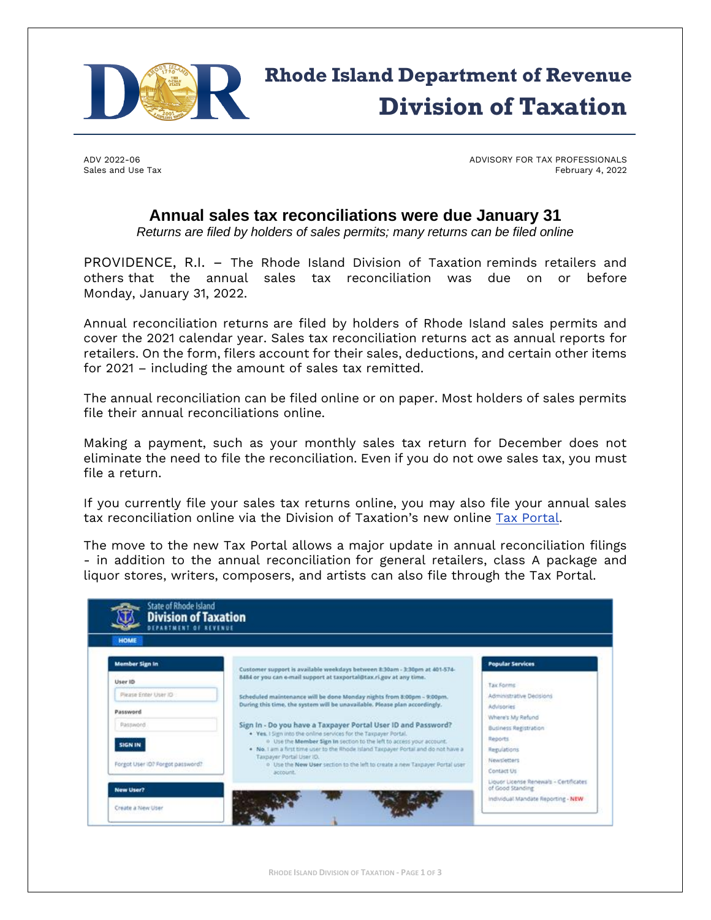# Rhode Island Department of Revenue
## Division of Taxation

ADV 2022-06
Sales and Use Tax

ADVISORY FOR TAX PROFESSIONALS
February 4, 2022

## Annual sales tax reconciliations were due January 31

*Returns are filed by holders of sales permits; many returns can be filed online*

PROVIDENCE, R.I. – The Rhode Island Division of Taxation reminds retailers and others that the annual sales tax reconciliation was due on or before Monday, January 31, 2022.

Annual reconciliation returns are filed by holders of Rhode Island sales permits and cover the 2021 calendar year. Sales tax reconciliation returns act as annual reports for retailers. On the form, filers account for their sales, deductions, and certain other items for 2021 – including the amount of sales tax remitted.

The annual reconciliation can be filed online or on paper. Most holders of sales permits file their annual reconciliations online.

Making a payment, such as your monthly sales tax return for December does not eliminate the need to file the reconciliation. Even if you do not owe sales tax, you must file a return.

If you currently file your sales tax returns online, you may also file your annual sales tax reconciliation online via the Division of Taxation's new online Tax Portal.

The move to the new Tax Portal allows a major update in annual reconciliation filings - in addition to the annual reconciliation for general retailers, class A package and liquor stores, writers, composers, and artists can also file through the Tax Portal.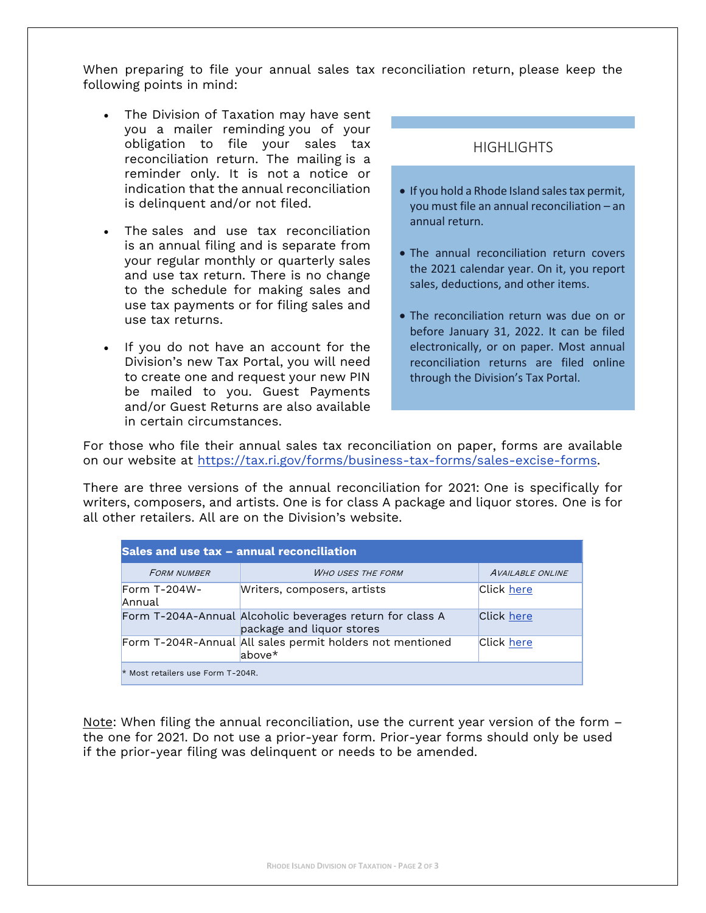When preparing to file your annual sales tax reconciliation return, please keep the following points in mind:

- The Division of Taxation may have sent you a mailer reminding you of your obligation to file your sales tax reconciliation return. The mailing is a reminder only. It is not a notice or indication that the annual reconciliation is delinquent and/or not filed.
- The sales and use tax reconciliation is an annual filing and is separate from your regular monthly or quarterly sales and use tax return. There is no change to the schedule for making sales and use tax payments or for filing sales and use tax returns.
- If you do not have an account for the Division's new Tax Portal, you will need to create one and request your new PIN be mailed to you. Guest Payments and/or Guest Returns are also available in certain circumstances.

## HIGHLIGHTS

- If you hold a Rhode Island sales tax permit, you must file an annual reconciliation – an annual return.
- The annual reconciliation return covers the 2021 calendar year. On it, you report sales, deductions, and other items.
- The reconciliation return was due on or before January 31, 2022. It can be filed electronically, or on paper. Most annual reconciliation returns are filed online through the Division's Tax Portal.

For those who file their annual sales tax reconciliation on paper, forms are available on our website at https://tax.ri.gov/forms/business-tax-forms/sales-excise-forms.

There are three versions of the annual reconciliation for 2021: One is specifically for writers, composers, and artists. One is for class A package and liquor stores. One is for all other retailers. All are on the Division's website.

**Sales and use tax – annual reconciliation**

| *Form number* | *Who uses the form* | *Available online* |
|---|---|---|
| Form T-204W-Annual | Writers, composers, artists | Click here |
| Form T-204A-Annual | Alcoholic beverages return for class A package and liquor stores | Click here |
| Form T-204R-Annual | All sales permit holders not mentioned above* | Click here |

\* Most retailers use Form T-204R.

Note: When filing the annual reconciliation, use the current year version of the form – the one for 2021. Do not use a prior-year form. Prior-year forms should only be used if the prior-year filing was delinquent or needs to be amended.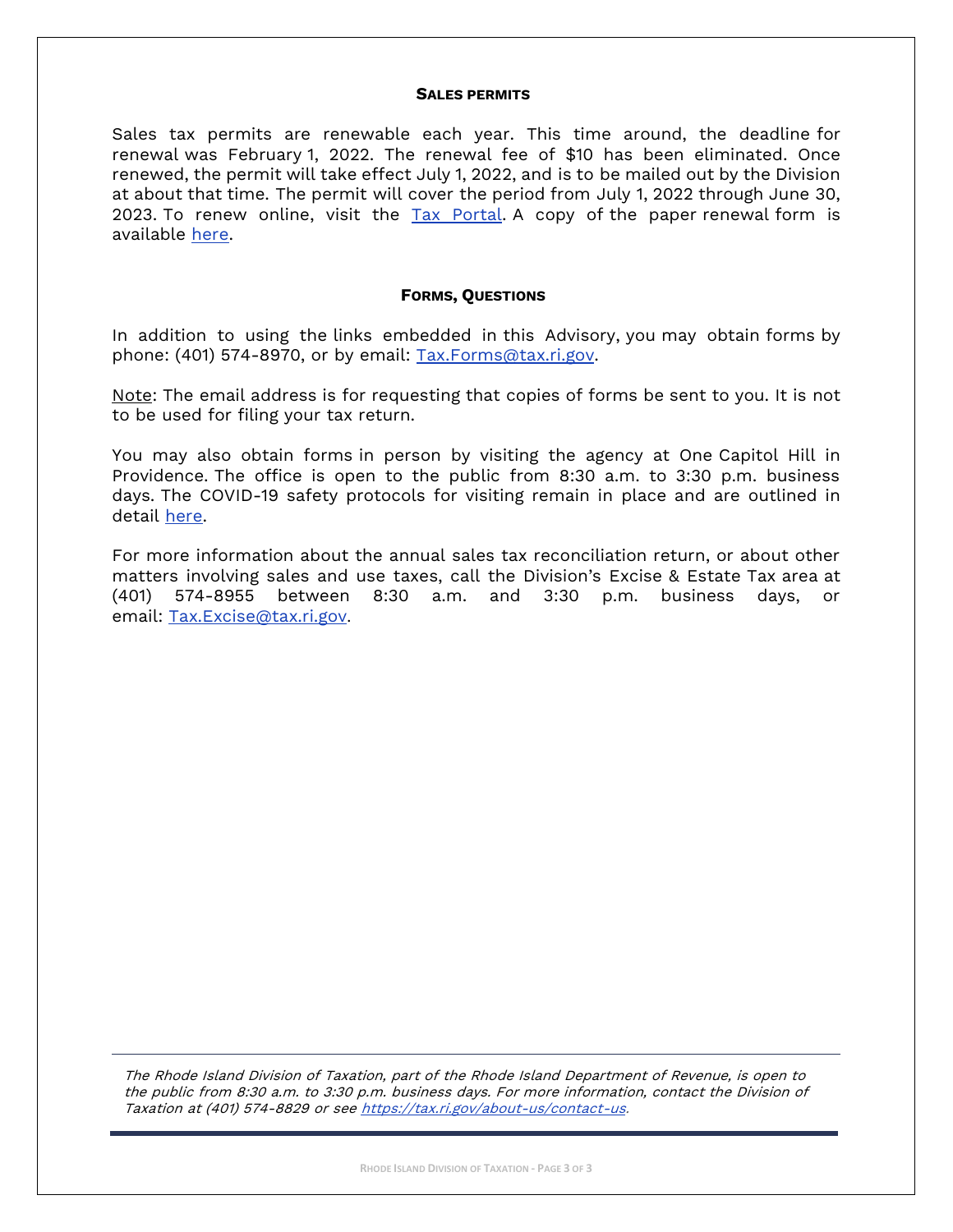## SALES PERMITS

Sales tax permits are renewable each year. This time around, the deadline for renewal was February 1, 2022. The renewal fee of $10 has been eliminated. Once renewed, the permit will take effect July 1, 2022, and is to be mailed out by the Division at about that time. The permit will cover the period from July 1, 2022 through June 30, 2023. To renew online, visit the Tax Portal. A copy of the paper renewal form is available here.

## FORMS, QUESTIONS

In addition to using the links embedded in this Advisory, you may obtain forms by phone: (401) 574-8970, or by email: Tax.Forms@tax.ri.gov.

Note: The email address is for requesting that copies of forms be sent to you. It is not to be used for filing your tax return.

You may also obtain forms in person by visiting the agency at One Capitol Hill in Providence. The office is open to the public from 8:30 a.m. to 3:30 p.m. business days. The COVID-19 safety protocols for visiting remain in place and are outlined in detail here.

For more information about the annual sales tax reconciliation return, or about other matters involving sales and use taxes, call the Division's Excise & Estate Tax area at (401) 574-8955 between 8:30 a.m. and 3:30 p.m. business days, or email: Tax.Excise@tax.ri.gov.

---

*The Rhode Island Division of Taxation, part of the Rhode Island Department of Revenue, is open to the public from 8:30 a.m. to 3:30 p.m. business days. For more information, contact the Division of Taxation at (401) 574-8829 or see https://tax.ri.gov/about-us/contact-us.*